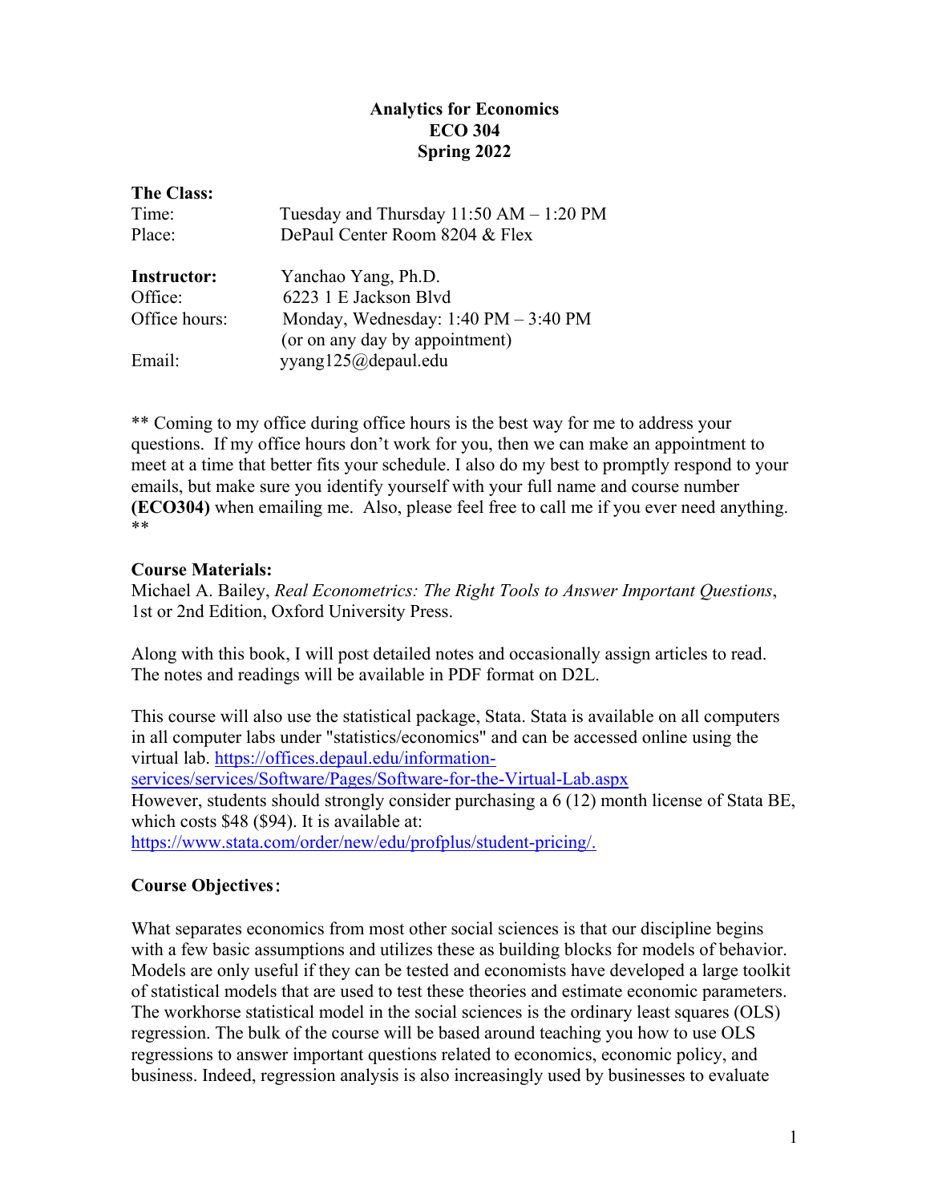**Analytics for Economics**
**ECO 304**
**Spring 2022**

**The Class:**

Time: Tuesday and Thursday 11:50 AM – 1:20 PM
Place: DePaul Center Room 8204 & Flex

**Instructor:** Yanchao Yang, Ph.D.
Office: 6223 1 E Jackson Blvd
Office hours: Monday, Wednesday: 1:40 PM – 3:40 PM
(or on any day by appointment)
Email: yyang125@depaul.edu

** Coming to my office during office hours is the best way for me to address your questions. If my office hours don't work for you, then we can make an appointment to meet at a time that better fits your schedule. I also do my best to promptly respond to your emails, but make sure you identify yourself with your full name and course number **(ECO304)** when emailing me. Also, please feel free to call me if you ever need anything. **

**Course Materials:**

Michael A. Bailey, *Real Econometrics: The Right Tools to Answer Important Questions*, 1st or 2nd Edition, Oxford University Press.

Along with this book, I will post detailed notes and occasionally assign articles to read. The notes and readings will be available in PDF format on D2L.

This course will also use the statistical package, Stata. Stata is available on all computers in all computer labs under "statistics/economics" and can be accessed online using the virtual lab. https://offices.depaul.edu/information-services/services/Software/Pages/Software-for-the-Virtual-Lab.aspx
However, students should strongly consider purchasing a 6 (12) month license of Stata BE, which costs $48 ($94). It is available at:
https://www.stata.com/order/new/edu/profplus/student-pricing/.

**Course Objectives**：

What separates economics from most other social sciences is that our discipline begins with a few basic assumptions and utilizes these as building blocks for models of behavior. Models are only useful if they can be tested and economists have developed a large toolkit of statistical models that are used to test these theories and estimate economic parameters. The workhorse statistical model in the social sciences is the ordinary least squares (OLS) regression. The bulk of the course will be based around teaching you how to use OLS regressions to answer important questions related to economics, economic policy, and business. Indeed, regression analysis is also increasingly used by businesses to evaluate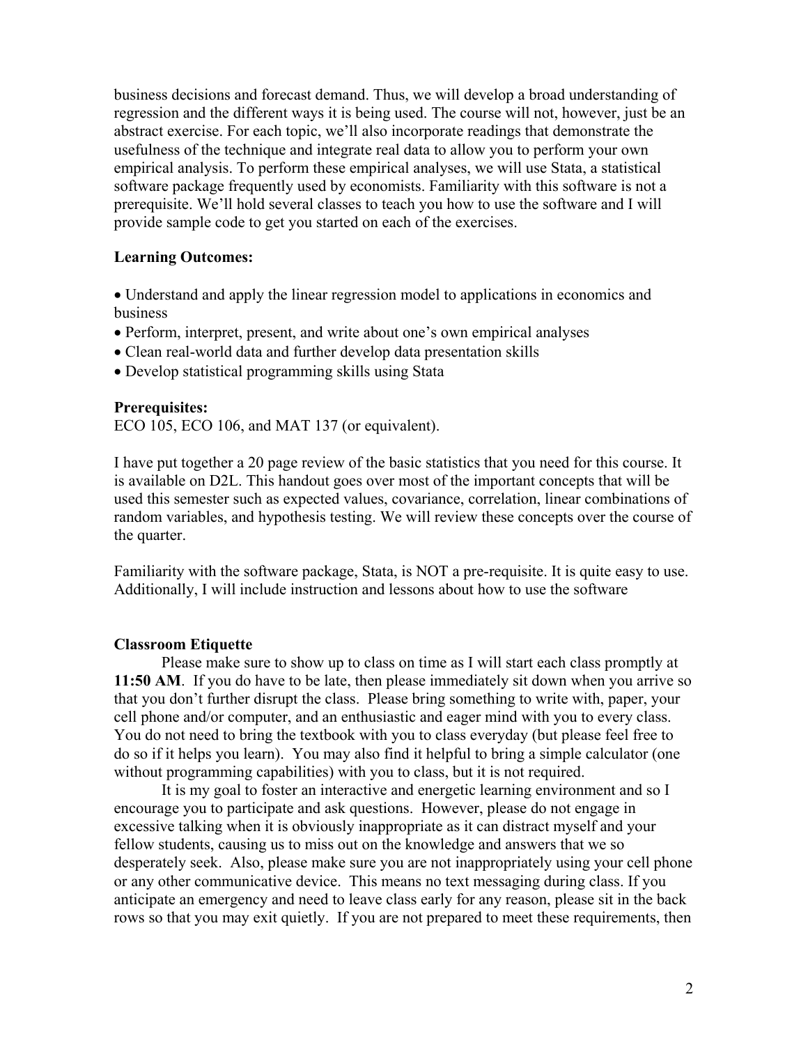business decisions and forecast demand. Thus, we will develop a broad understanding of regression and the different ways it is being used. The course will not, however, just be an abstract exercise. For each topic, we'll also incorporate readings that demonstrate the usefulness of the technique and integrate real data to allow you to perform your own empirical analysis. To perform these empirical analyses, we will use Stata, a statistical software package frequently used by economists. Familiarity with this software is not a prerequisite. We'll hold several classes to teach you how to use the software and I will provide sample code to get you started on each of the exercises.

**Learning Outcomes:**

- Understand and apply the linear regression model to applications in economics and business
- Perform, interpret, present, and write about one's own empirical analyses
- Clean real-world data and further develop data presentation skills
- Develop statistical programming skills using Stata

**Prerequisites:**
ECO 105, ECO 106, and MAT 137 (or equivalent).

I have put together a 20 page review of the basic statistics that you need for this course. It is available on D2L. This handout goes over most of the important concepts that will be used this semester such as expected values, covariance, correlation, linear combinations of random variables, and hypothesis testing. We will review these concepts over the course of the quarter.

Familiarity with the software package, Stata, is NOT a pre-requisite. It is quite easy to use. Additionally, I will include instruction and lessons about how to use the software

**Classroom Etiquette**

Please make sure to show up to class on time as I will start each class promptly at **11:50 AM**. If you do have to be late, then please immediately sit down when you arrive so that you don't further disrupt the class. Please bring something to write with, paper, your cell phone and/or computer, and an enthusiastic and eager mind with you to every class. You do not need to bring the textbook with you to class everyday (but please feel free to do so if it helps you learn). You may also find it helpful to bring a simple calculator (one without programming capabilities) with you to class, but it is not required.

It is my goal to foster an interactive and energetic learning environment and so I encourage you to participate and ask questions. However, please do not engage in excessive talking when it is obviously inappropriate as it can distract myself and your fellow students, causing us to miss out on the knowledge and answers that we so desperately seek. Also, please make sure you are not inappropriately using your cell phone or any other communicative device. This means no text messaging during class. If you anticipate an emergency and need to leave class early for any reason, please sit in the back rows so that you may exit quietly. If you are not prepared to meet these requirements, then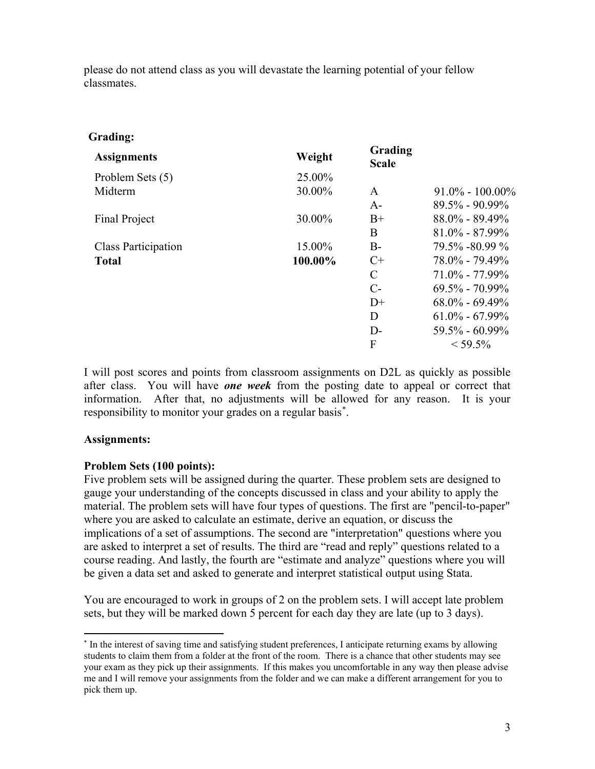please do not attend class as you will devastate the learning potential of your fellow classmates.

**Grading:**

| **Assignments** | **Weight** | **Grading Scale** | |
|---|---|---|---|
| Problem Sets (5) | 25.00% | | |
| Midterm | 30.00% | A | 91.0% - 100.00% |
| | | A- | 89.5% - 90.99% |
| Final Project | 30.00% | B+ | 88.0% - 89.49% |
| | | B | 81.0% - 87.99% |
| Class Participation | 15.00% | B- | 79.5% -80.99 % |
| **Total** | **100.00%** | C+ | 78.0% - 79.49% |
| | | C | 71.0% - 77.99% |
| | | C- | 69.5% - 70.99% |
| | | D+ | 68.0% - 69.49% |
| | | D | 61.0% - 67.99% |
| | | D- | 59.5% - 60.99% |
| | | F | < 59.5% |

I will post scores and points from classroom assignments on D2L as quickly as possible after class. You will have ***one week*** from the posting date to appeal or correct that information. After that, no adjustments will be allowed for any reason. It is your responsibility to monitor your grades on a regular basis[*].

**Assignments:**

**Problem Sets (100 points):**
Five problem sets will be assigned during the quarter. These problem sets are designed to gauge your understanding of the concepts discussed in class and your ability to apply the material. The problem sets will have four types of questions. The first are "pencil-to-paper" where you are asked to calculate an estimate, derive an equation, or discuss the implications of a set of assumptions. The second are "interpretation" questions where you are asked to interpret a set of results. The third are "read and reply" questions related to a course reading. And lastly, the fourth are "estimate and analyze" questions where you will be given a data set and asked to generate and interpret statistical output using Stata.

You are encouraged to work in groups of 2 on the problem sets. I will accept late problem sets, but they will be marked down 5 percent for each day they are late (up to 3 days).

---

[*] In the interest of saving time and satisfying student preferences, I anticipate returning exams by allowing students to claim them from a folder at the front of the room. There is a chance that other students may see your exam as they pick up their assignments. If this makes you uncomfortable in any way then please advise me and I will remove your assignments from the folder and we can make a different arrangement for you to pick them up.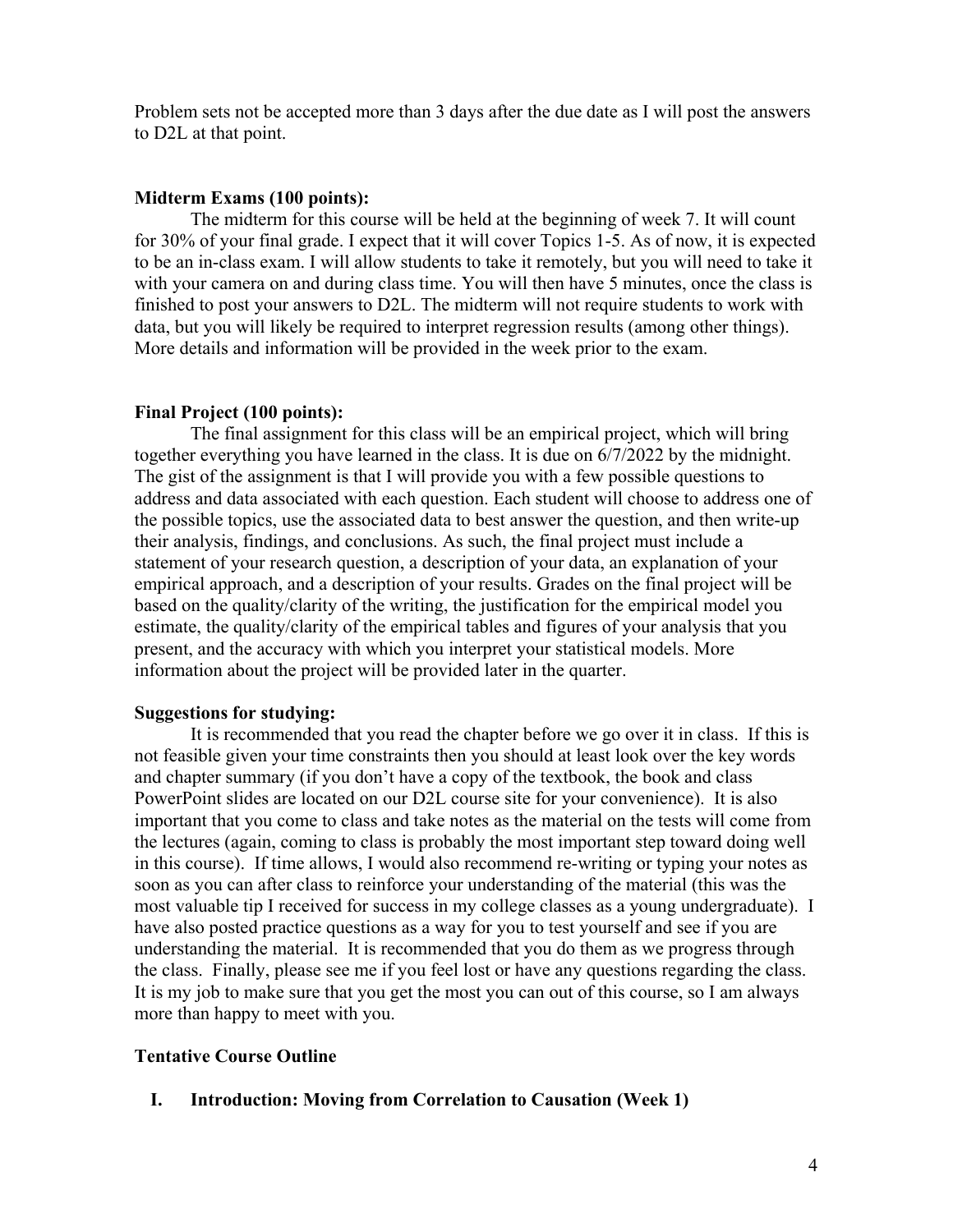Problem sets not be accepted more than 3 days after the due date as I will post the answers to D2L at that point.

**Midterm Exams (100 points):**

The midterm for this course will be held at the beginning of week 7. It will count for 30% of your final grade. I expect that it will cover Topics 1-5. As of now, it is expected to be an in-class exam. I will allow students to take it remotely, but you will need to take it with your camera on and during class time. You will then have 5 minutes, once the class is finished to post your answers to D2L. The midterm will not require students to work with data, but you will likely be required to interpret regression results (among other things). More details and information will be provided in the week prior to the exam.

**Final Project (100 points):**

The final assignment for this class will be an empirical project, which will bring together everything you have learned in the class. It is due on 6/7/2022 by the midnight. The gist of the assignment is that I will provide you with a few possible questions to address and data associated with each question. Each student will choose to address one of the possible topics, use the associated data to best answer the question, and then write-up their analysis, findings, and conclusions. As such, the final project must include a statement of your research question, a description of your data, an explanation of your empirical approach, and a description of your results. Grades on the final project will be based on the quality/clarity of the writing, the justification for the empirical model you estimate, the quality/clarity of the empirical tables and figures of your analysis that you present, and the accuracy with which you interpret your statistical models. More information about the project will be provided later in the quarter.

**Suggestions for studying:**

It is recommended that you read the chapter before we go over it in class. If this is not feasible given your time constraints then you should at least look over the key words and chapter summary (if you don't have a copy of the textbook, the book and class PowerPoint slides are located on our D2L course site for your convenience). It is also important that you come to class and take notes as the material on the tests will come from the lectures (again, coming to class is probably the most important step toward doing well in this course). If time allows, I would also recommend re-writing or typing your notes as soon as you can after class to reinforce your understanding of the material (this was the most valuable tip I received for success in my college classes as a young undergraduate). I have also posted practice questions as a way for you to test yourself and see if you are understanding the material. It is recommended that you do them as we progress through the class. Finally, please see me if you feel lost or have any questions regarding the class. It is my job to make sure that you get the most you can out of this course, so I am always more than happy to meet with you.

**Tentative Course Outline**

**I. Introduction: Moving from Correlation to Causation (Week 1)**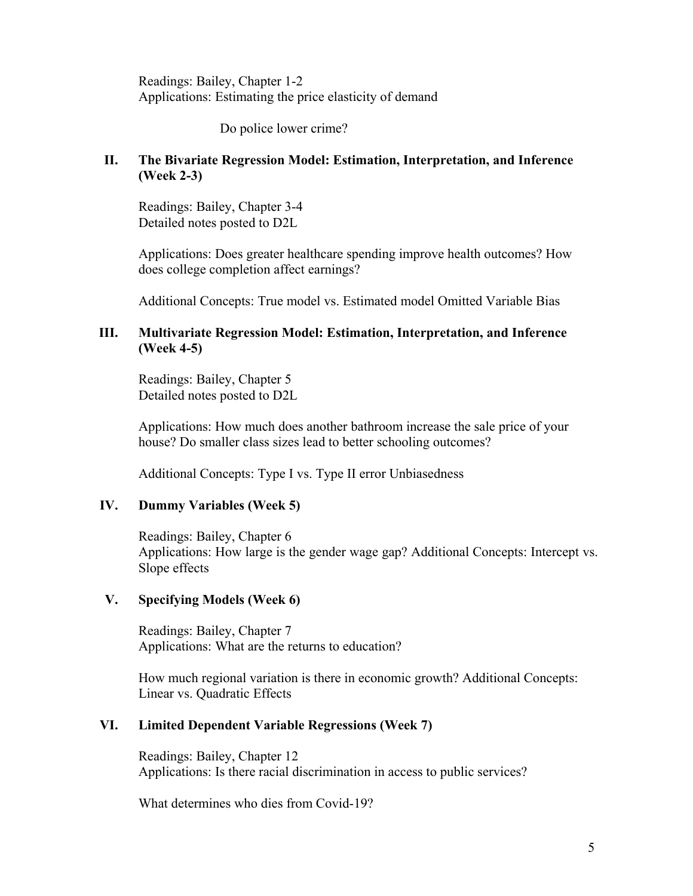Readings: Bailey, Chapter 1-2
Applications: Estimating the price elasticity of demand

Do police lower crime?

## II. The Bivariate Regression Model: Estimation, Interpretation, and Inference (Week 2-3)

Readings: Bailey, Chapter 3-4
Detailed notes posted to D2L

Applications: Does greater healthcare spending improve health outcomes? How does college completion affect earnings?

Additional Concepts: True model vs. Estimated model Omitted Variable Bias

## III. Multivariate Regression Model: Estimation, Interpretation, and Inference (Week 4-5)

Readings: Bailey, Chapter 5
Detailed notes posted to D2L

Applications: How much does another bathroom increase the sale price of your house? Do smaller class sizes lead to better schooling outcomes?

Additional Concepts: Type I vs. Type II error Unbiasedness

## IV. Dummy Variables (Week 5)

Readings: Bailey, Chapter 6
Applications: How large is the gender wage gap? Additional Concepts: Intercept vs. Slope effects

## V. Specifying Models (Week 6)

Readings: Bailey, Chapter 7
Applications: What are the returns to education?

How much regional variation is there in economic growth? Additional Concepts: Linear vs. Quadratic Effects

## VI. Limited Dependent Variable Regressions (Week 7)

Readings: Bailey, Chapter 12
Applications: Is there racial discrimination in access to public services?

What determines who dies from Covid-19?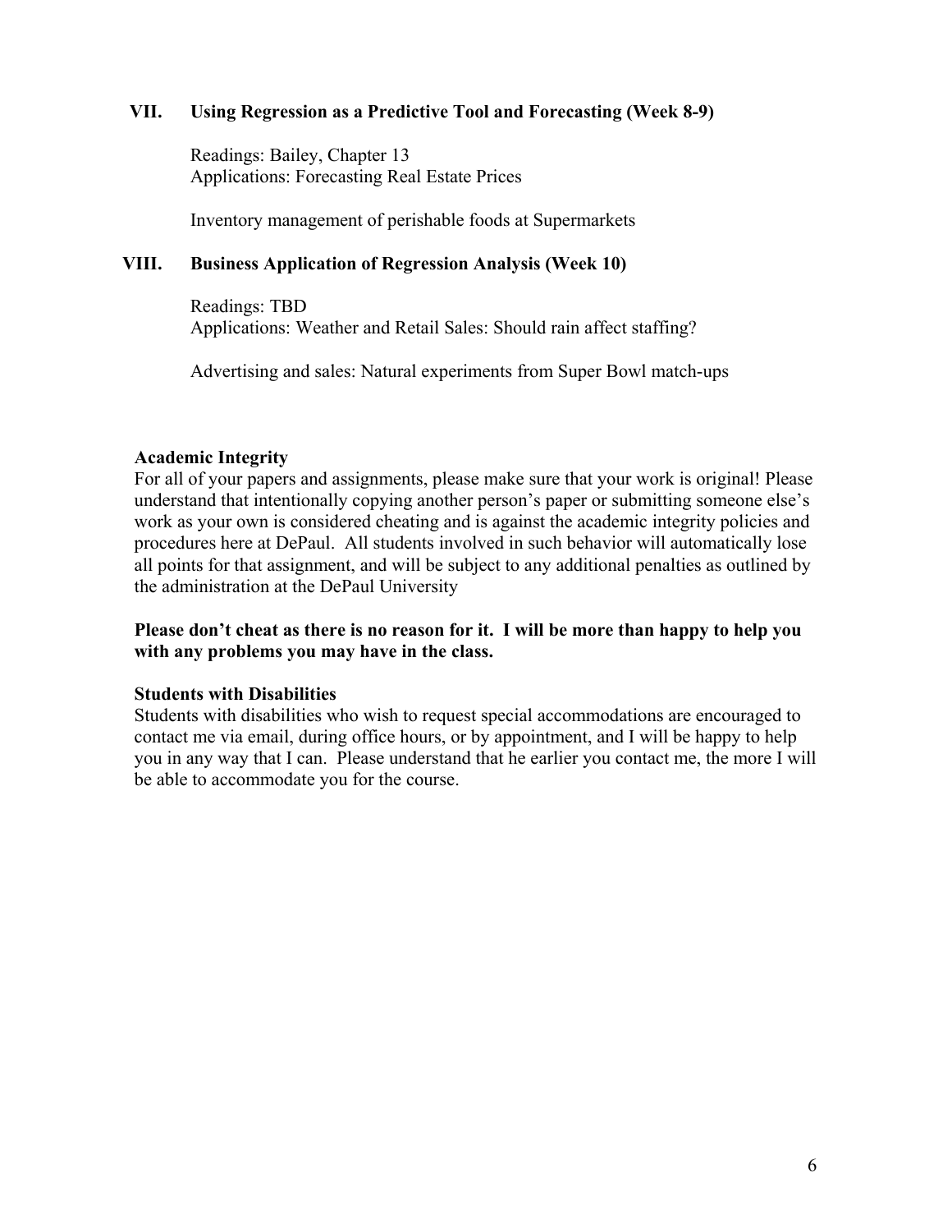## VII. Using Regression as a Predictive Tool and Forecasting (Week 8-9)

Readings: Bailey, Chapter 13
Applications: Forecasting Real Estate Prices

Inventory management of perishable foods at Supermarkets

## VIII. Business Application of Regression Analysis (Week 10)

Readings: TBD
Applications: Weather and Retail Sales: Should rain affect staffing?

Advertising and sales: Natural experiments from Super Bowl match-ups

### Academic Integrity

For all of your papers and assignments, please make sure that your work is original! Please understand that intentionally copying another person's paper or submitting someone else's work as your own is considered cheating and is against the academic integrity policies and procedures here at DePaul. All students involved in such behavior will automatically lose all points for that assignment, and will be subject to any additional penalties as outlined by the administration at the DePaul University

**Please don't cheat as there is no reason for it. I will be more than happy to help you with any problems you may have in the class.**

### Students with Disabilities

Students with disabilities who wish to request special accommodations are encouraged to contact me via email, during office hours, or by appointment, and I will be happy to help you in any way that I can. Please understand that he earlier you contact me, the more I will be able to accommodate you for the course.